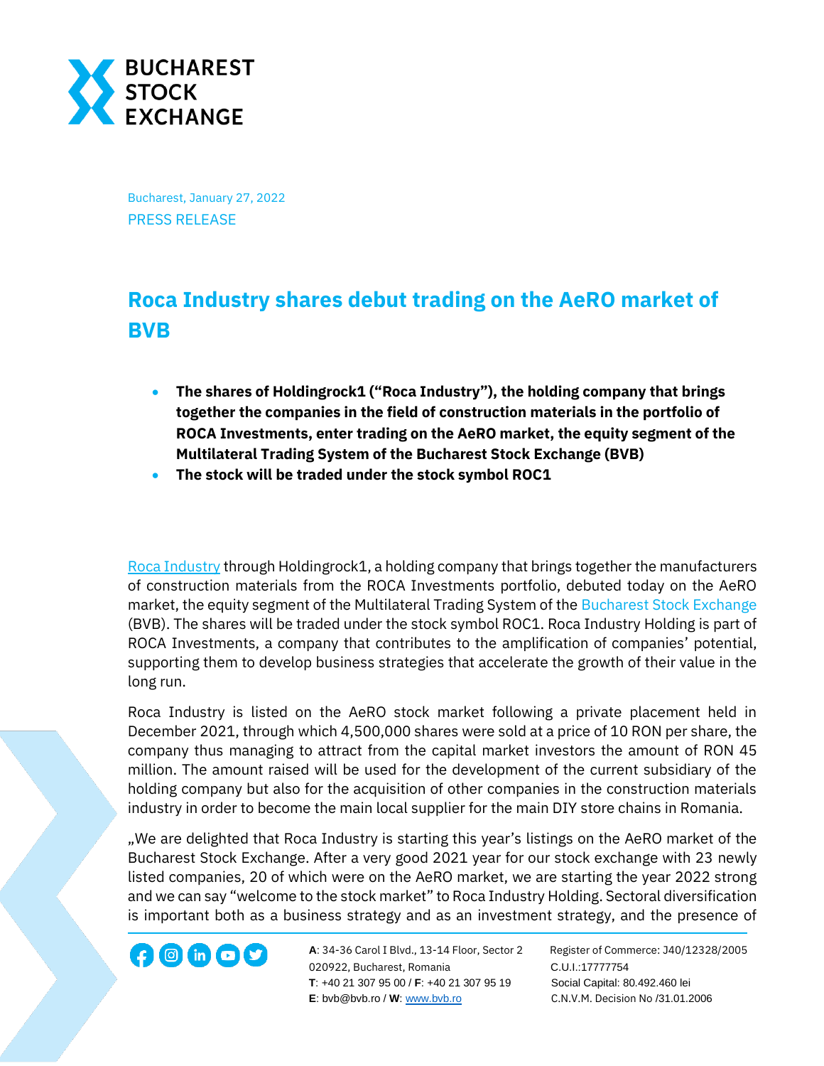Bucharest, January 27, 2022

PRESS RELEASE

# Roca Industry shares debut trading on the AeRO market of BVB

- **The shares of Holdingrock1 ("Roca Industry"), the holding company that brings together the companies in the field of construction materials in the portfolio of ROCA Investments, enter trading on the AeRO market, the equity segment of the Multilateral Trading System of the Bucharest Stock Exchange (BVB)**
- **The stock will be traded under the stock symbol ROC1**

Roca Industry through Holdingrock1, a holding company that brings together the manufacturers of construction materials from the ROCA Investments portfolio, debuted today on the AeRO market, the equity segment of the Multilateral Trading System of the Bucharest Stock Exchange (BVB). The shares will be traded under the stock symbol ROC1. Roca Industry Holding is part of ROCA Investments, a company that contributes to the amplification of companies' potential, supporting them to develop business strategies that accelerate the growth of their value in the long run.

Roca Industry is listed on the AeRO stock market following a private placement held in December 2021, through which 4,500,000 shares were sold at a price of 10 RON per share, the company thus managing to attract from the capital market investors the amount of RON 45 million. The amount raised will be used for the development of the current subsidiary of the holding company but also for the acquisition of other companies in the construction materials industry in order to become the main local supplier for the main DIY store chains in Romania.

„We are delighted that Roca Industry is starting this year's listings on the AeRO market of the Bucharest Stock Exchange. After a very good 2021 year for our stock exchange with 23 newly listed companies, 20 of which were on the AeRO market, we are starting the year 2022 strong and we can say "welcome to the stock market" to Roca Industry Holding. Sectoral diversification is important both as a business strategy and as an investment strategy, and the presence of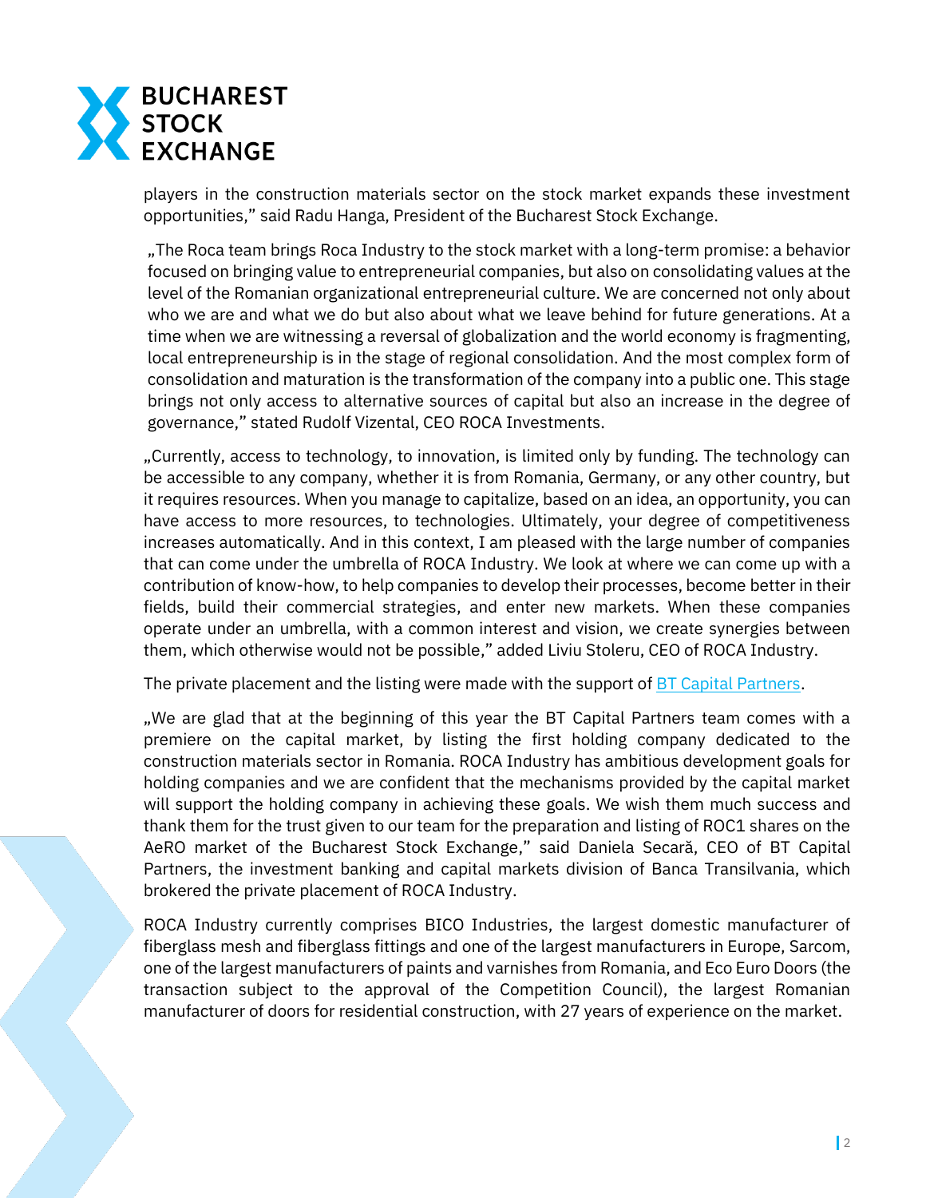players in the construction materials sector on the stock market expands these investment opportunities," said Radu Hanga, President of the Bucharest Stock Exchange.

„The Roca team brings Roca Industry to the stock market with a long-term promise: a behavior focused on bringing value to entrepreneurial companies, but also on consolidating values at the level of the Romanian organizational entrepreneurial culture. We are concerned not only about who we are and what we do but also about what we leave behind for future generations. At a time when we are witnessing a reversal of globalization and the world economy is fragmenting, local entrepreneurship is in the stage of regional consolidation. And the most complex form of consolidation and maturation is the transformation of the company into a public one. This stage brings not only access to alternative sources of capital but also an increase in the degree of governance," stated Rudolf Vizental, CEO ROCA Investments.

„Currently, access to technology, to innovation, is limited only by funding. The technology can be accessible to any company, whether it is from Romania, Germany, or any other country, but it requires resources. When you manage to capitalize, based on an idea, an opportunity, you can have access to more resources, to technologies. Ultimately, your degree of competitiveness increases automatically. And in this context, I am pleased with the large number of companies that can come under the umbrella of ROCA Industry. We look at where we can come up with a contribution of know-how, to help companies to develop their processes, become better in their fields, build their commercial strategies, and enter new markets. When these companies operate under an umbrella, with a common interest and vision, we create synergies between them, which otherwise would not be possible," added Liviu Stoleru, CEO of ROCA Industry.

The private placement and the listing were made with the support of BT Capital Partners.

„We are glad that at the beginning of this year the BT Capital Partners team comes with a premiere on the capital market, by listing the first holding company dedicated to the construction materials sector in Romania. ROCA Industry has ambitious development goals for holding companies and we are confident that the mechanisms provided by the capital market will support the holding company in achieving these goals. We wish them much success and thank them for the trust given to our team for the preparation and listing of ROC1 shares on the AeRO market of the Bucharest Stock Exchange," said Daniela Secară, CEO of BT Capital Partners, the investment banking and capital markets division of Banca Transilvania, which brokered the private placement of ROCA Industry.

ROCA Industry currently comprises BICO Industries, the largest domestic manufacturer of fiberglass mesh and fiberglass fittings and one of the largest manufacturers in Europe, Sarcom, one of the largest manufacturers of paints and varnishes from Romania, and Eco Euro Doors (the transaction subject to the approval of the Competition Council), the largest Romanian manufacturer of doors for residential construction, with 27 years of experience on the market.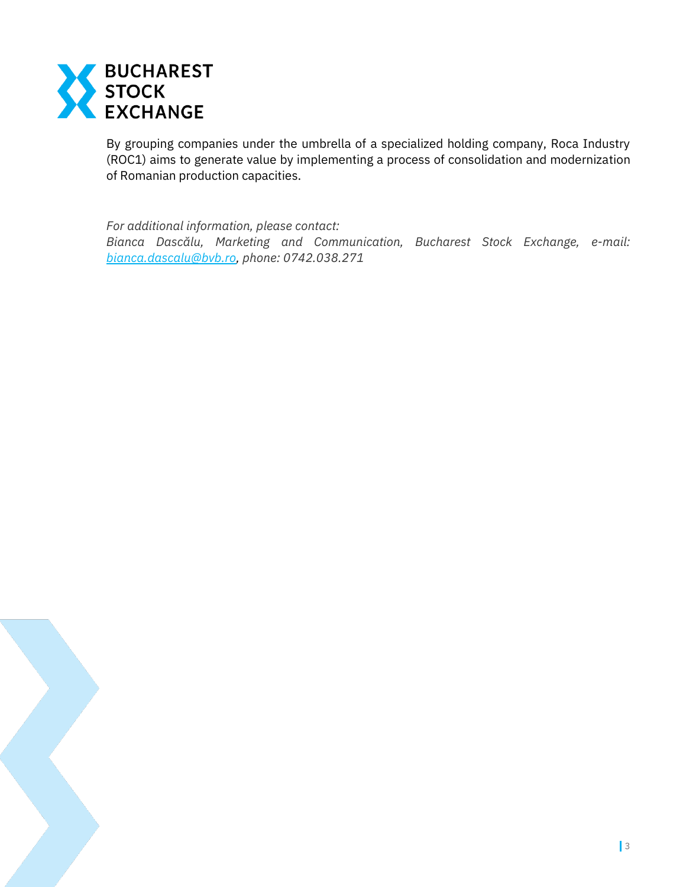By grouping companies under the umbrella of a specialized holding company, Roca Industry (ROC1) aims to generate value by implementing a process of consolidation and modernization of Romanian production capacities.

*For additional information, please contact:*
*Bianca Dascălu, Marketing and Communication, Bucharest Stock Exchange, e-mail: [bianca.dascalu@bvb.ro](mailto:bianca.dascalu@bvb.ro), phone: 0742.038.271*